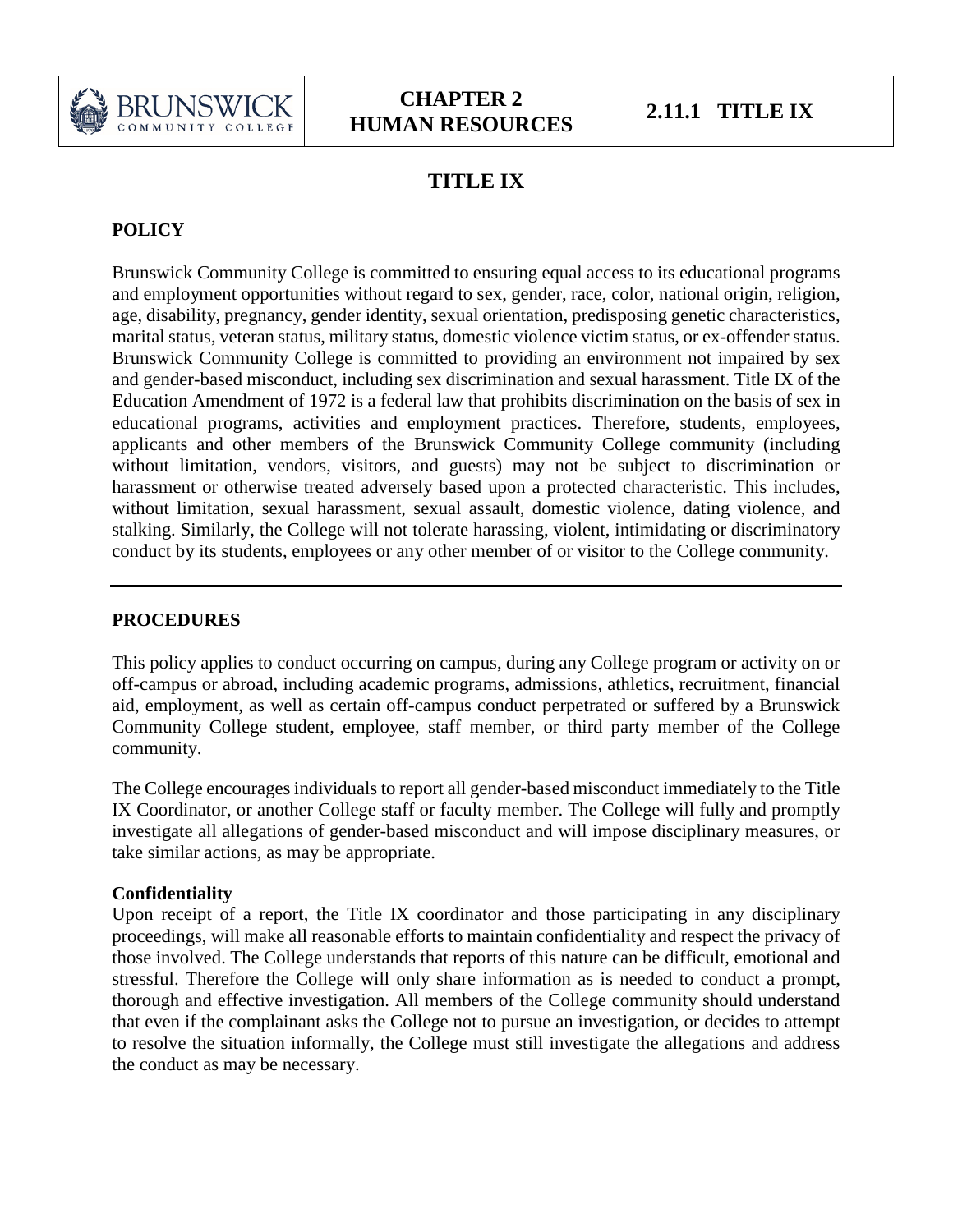| BRUNSWICK COMMUNITY COLLEGE | CHAPTER 2 HUMAN RESOURCES | 2.11.1 TITLE IX |
| --- | --- | --- |

# TITLE IX

## POLICY

Brunswick Community College is committed to ensuring equal access to its educational programs and employment opportunities without regard to sex, gender, race, color, national origin, religion, age, disability, pregnancy, gender identity, sexual orientation, predisposing genetic characteristics, marital status, veteran status, military status, domestic violence victim status, or ex-offender status. Brunswick Community College is committed to providing an environment not impaired by sex and gender-based misconduct, including sex discrimination and sexual harassment. Title IX of the Education Amendment of 1972 is a federal law that prohibits discrimination on the basis of sex in educational programs, activities and employment practices. Therefore, students, employees, applicants and other members of the Brunswick Community College community (including without limitation, vendors, visitors, and guests) may not be subject to discrimination or harassment or otherwise treated adversely based upon a protected characteristic. This includes, without limitation, sexual harassment, sexual assault, domestic violence, dating violence, and stalking. Similarly, the College will not tolerate harassing, violent, intimidating or discriminatory conduct by its students, employees or any other member of or visitor to the College community.

---

## PROCEDURES

This policy applies to conduct occurring on campus, during any College program or activity on or off-campus or abroad, including academic programs, admissions, athletics, recruitment, financial aid, employment, as well as certain off-campus conduct perpetrated or suffered by a Brunswick Community College student, employee, staff member, or third party member of the College community.

The College encourages individuals to report all gender-based misconduct immediately to the Title IX Coordinator, or another College staff or faculty member. The College will fully and promptly investigate all allegations of gender-based misconduct and will impose disciplinary measures, or take similar actions, as may be appropriate.

**Confidentiality**

Upon receipt of a report, the Title IX coordinator and those participating in any disciplinary proceedings, will make all reasonable efforts to maintain confidentiality and respect the privacy of those involved. The College understands that reports of this nature can be difficult, emotional and stressful. Therefore the College will only share information as is needed to conduct a prompt, thorough and effective investigation. All members of the College community should understand that even if the complainant asks the College not to pursue an investigation, or decides to attempt to resolve the situation informally, the College must still investigate the allegations and address the conduct as may be necessary.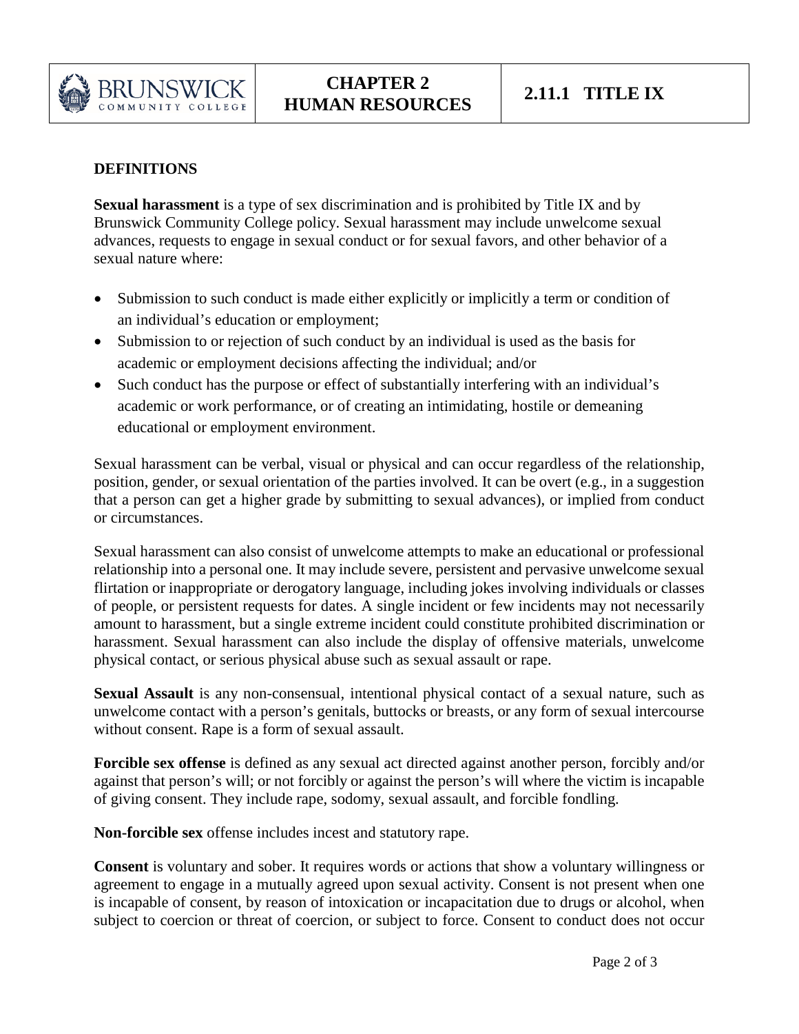## DEFINITIONS

**Sexual harassment** is a type of sex discrimination and is prohibited by Title IX and by Brunswick Community College policy. Sexual harassment may include unwelcome sexual advances, requests to engage in sexual conduct or for sexual favors, and other behavior of a sexual nature where:

- Submission to such conduct is made either explicitly or implicitly a term or condition of an individual's education or employment;
- Submission to or rejection of such conduct by an individual is used as the basis for academic or employment decisions affecting the individual; and/or
- Such conduct has the purpose or effect of substantially interfering with an individual's academic or work performance, or of creating an intimidating, hostile or demeaning educational or employment environment.

Sexual harassment can be verbal, visual or physical and can occur regardless of the relationship, position, gender, or sexual orientation of the parties involved. It can be overt (e.g., in a suggestion that a person can get a higher grade by submitting to sexual advances), or implied from conduct or circumstances.

Sexual harassment can also consist of unwelcome attempts to make an educational or professional relationship into a personal one. It may include severe, persistent and pervasive unwelcome sexual flirtation or inappropriate or derogatory language, including jokes involving individuals or classes of people, or persistent requests for dates. A single incident or few incidents may not necessarily amount to harassment, but a single extreme incident could constitute prohibited discrimination or harassment. Sexual harassment can also include the display of offensive materials, unwelcome physical contact, or serious physical abuse such as sexual assault or rape.

**Sexual Assault** is any non-consensual, intentional physical contact of a sexual nature, such as unwelcome contact with a person's genitals, buttocks or breasts, or any form of sexual intercourse without consent. Rape is a form of sexual assault.

**Forcible sex offense** is defined as any sexual act directed against another person, forcibly and/or against that person's will; or not forcibly or against the person's will where the victim is incapable of giving consent. They include rape, sodomy, sexual assault, and forcible fondling.

**Non-forcible sex** offense includes incest and statutory rape.

**Consent** is voluntary and sober. It requires words or actions that show a voluntary willingness or agreement to engage in a mutually agreed upon sexual activity. Consent is not present when one is incapable of consent, by reason of intoxication or incapacitation due to drugs or alcohol, when subject to coercion or threat of coercion, or subject to force. Consent to conduct does not occur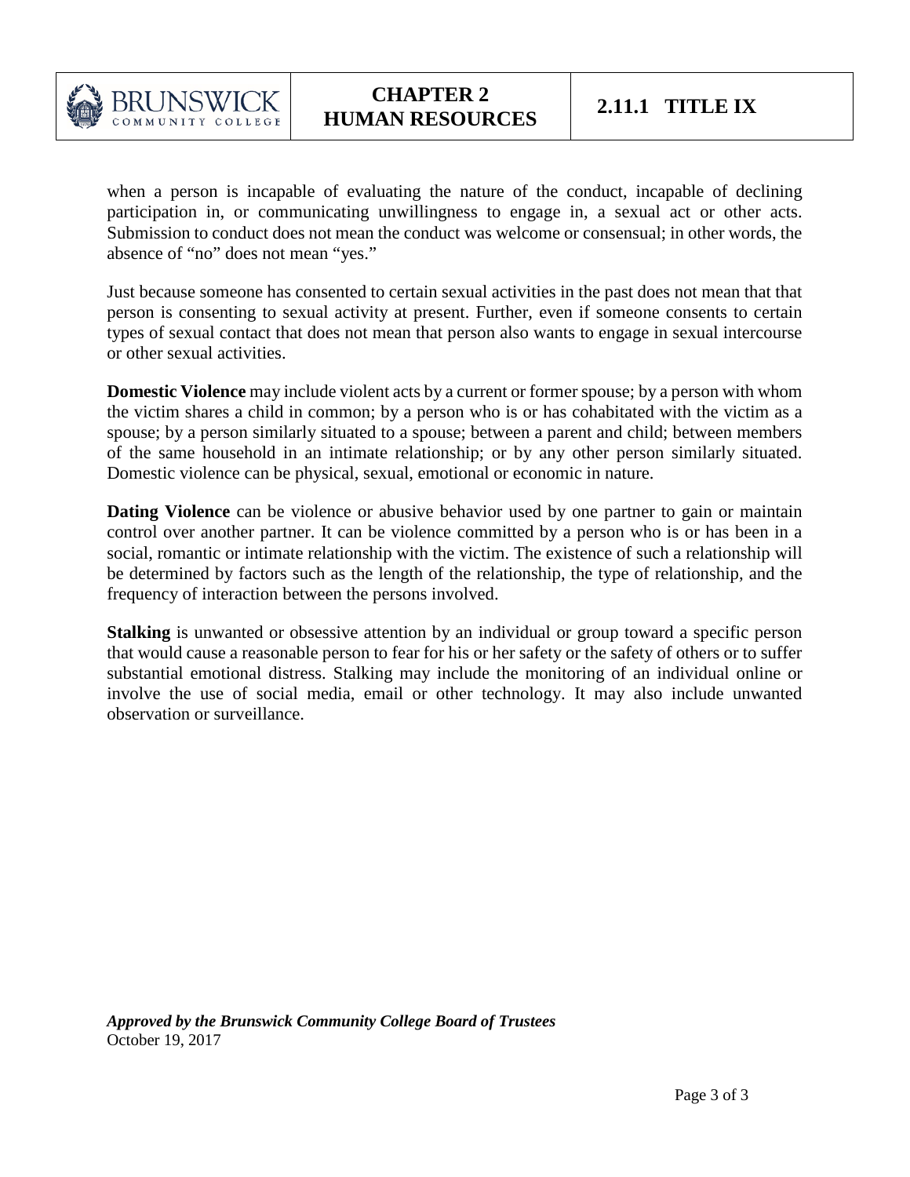when a person is incapable of evaluating the nature of the conduct, incapable of declining participation in, or communicating unwillingness to engage in, a sexual act or other acts. Submission to conduct does not mean the conduct was welcome or consensual; in other words, the absence of "no" does not mean "yes."

Just because someone has consented to certain sexual activities in the past does not mean that that person is consenting to sexual activity at present. Further, even if someone consents to certain types of sexual contact that does not mean that person also wants to engage in sexual intercourse or other sexual activities.

**Domestic Violence** may include violent acts by a current or former spouse; by a person with whom the victim shares a child in common; by a person who is or has cohabitated with the victim as a spouse; by a person similarly situated to a spouse; between a parent and child; between members of the same household in an intimate relationship; or by any other person similarly situated. Domestic violence can be physical, sexual, emotional or economic in nature.

**Dating Violence** can be violence or abusive behavior used by one partner to gain or maintain control over another partner. It can be violence committed by a person who is or has been in a social, romantic or intimate relationship with the victim. The existence of such a relationship will be determined by factors such as the length of the relationship, the type of relationship, and the frequency of interaction between the persons involved.

**Stalking** is unwanted or obsessive attention by an individual or group toward a specific person that would cause a reasonable person to fear for his or her safety or the safety of others or to suffer substantial emotional distress. Stalking may include the monitoring of an individual online or involve the use of social media, email or other technology. It may also include unwanted observation or surveillance.

***Approved by the Brunswick Community College Board of Trustees***
October 19, 2017